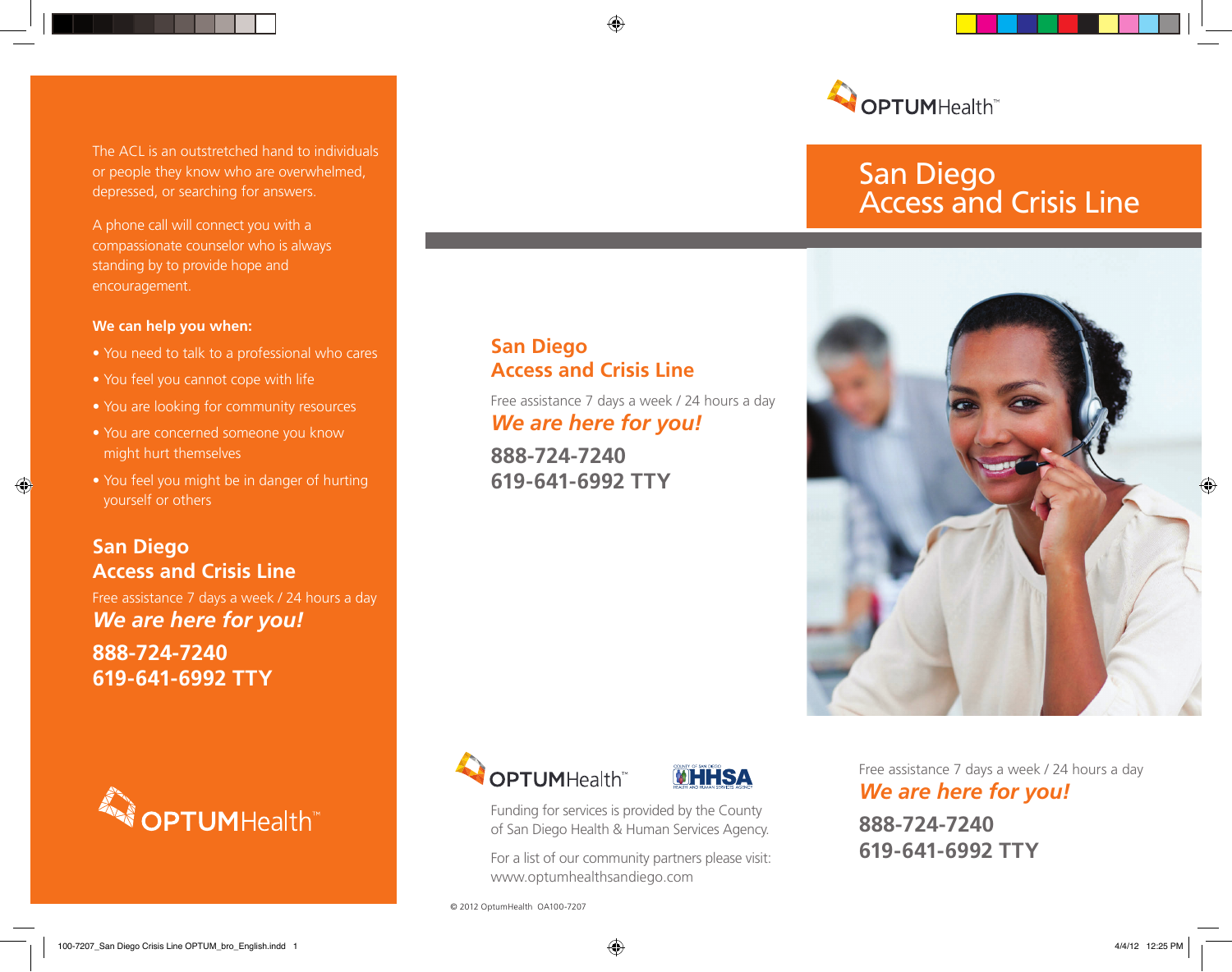The ACL is an outstretched hand to individuals or people they know who are overwhelmed, depressed, or searching for answers.

A phone call will connect you with a compassionate counselor who is always standing by to provide hope and encouragement.

**We can help you when:**

- You need to talk to a professional who cares
- You feel you cannot cope with life
- You are looking for community resources
- You are concerned someone you know might hurt themselves
- You feel you might be in danger of hurting yourself or others

## San Diego Access and Crisis Line

Free assistance 7 days a week / 24 hours a day

***We are here for you!***

**888-724-7240**
**619-641-6992 TTY**

OPTUMHealth™

## San Diego Access and Crisis Line

Free assistance 7 days a week / 24 hours a day

***We are here for you!***

**888-724-7240**
**619-641-6992 TTY**

OPTUMHealth™ HHSA

Funding for services is provided by the County of San Diego Health & Human Services Agency.

For a list of our community partners please visit: www.optumhealthsandiego.com

© 2012 OptumHealth OA100-7207

OPTUMHealth™

# San Diego Access and Crisis Line

Free assistance 7 days a week / 24 hours a day

***We are here for you!***

**888-724-7240**
**619-641-6992 TTY**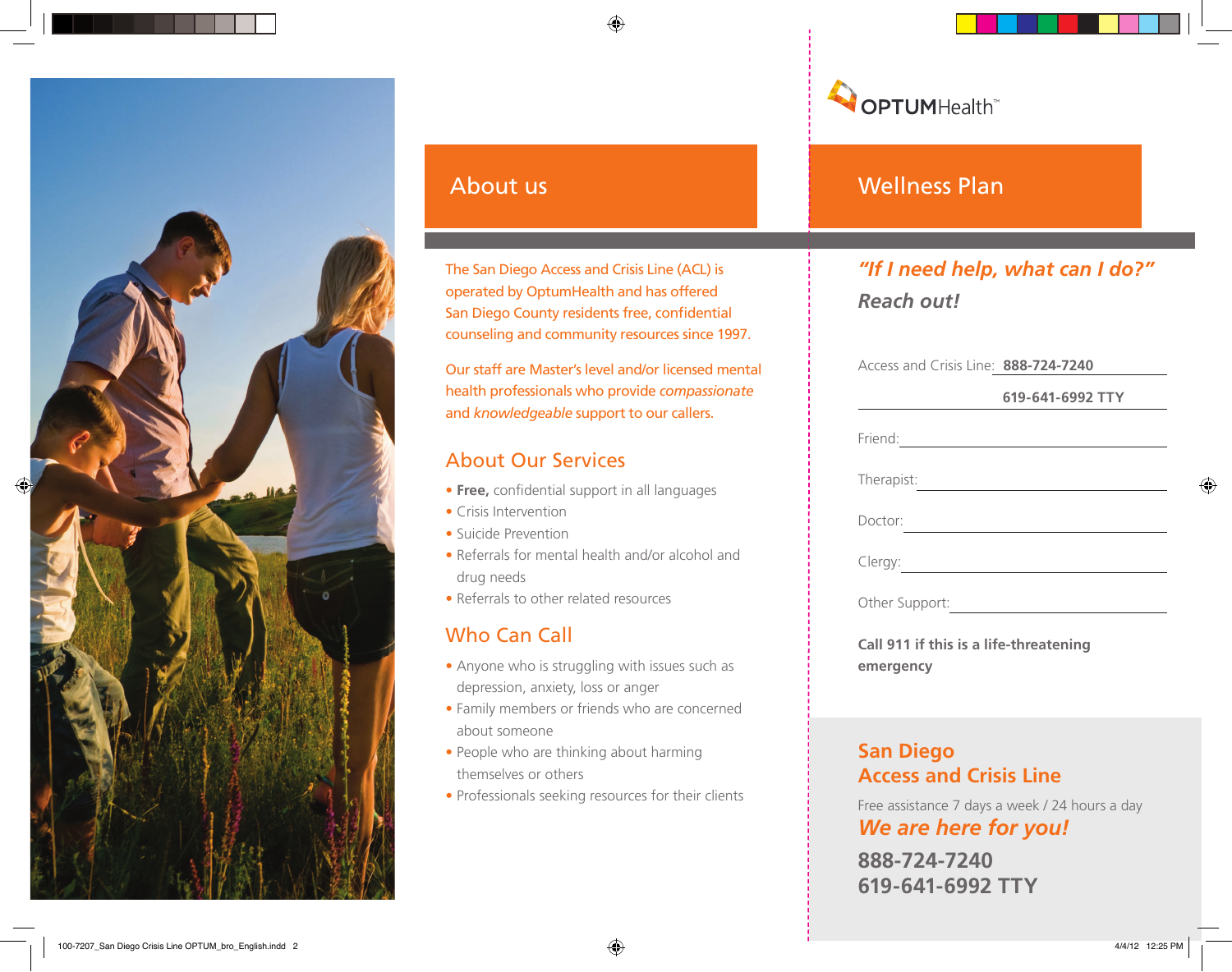## About us

The San Diego Access and Crisis Line (ACL) is operated by OptumHealth and has offered San Diego County residents free, confidential counseling and community resources since 1997.

Our staff are Master's level and/or licensed mental health professionals who provide *compassionate* and *knowledgeable* support to our callers.

### About Our Services

- **Free,** confidential support in all languages
- Crisis Intervention
- Suicide Prevention
- Referrals for mental health and/or alcohol and drug needs
- Referrals to other related resources

### Who Can Call

- Anyone who is struggling with issues such as depression, anxiety, loss or anger
- Family members or friends who are concerned about someone
- People who are thinking about harming themselves or others
- Professionals seeking resources for their clients

OPTUMHealth™

## Wellness Plan

***"If I need help, what can I do?"***

***Reach out!***

Access and Crisis Line: **888-724-7240**

**619-641-6992 TTY**

Friend: ______________________

Therapist: ______________________

Doctor: ______________________

Clergy: ______________________

Other Support: ______________________

**Call 911 if this is a life-threatening emergency**

### San Diego Access and Crisis Line

Free assistance 7 days a week / 24 hours a day

***We are here for you!***

**888-724-7240**

**619-641-6992 TTY**